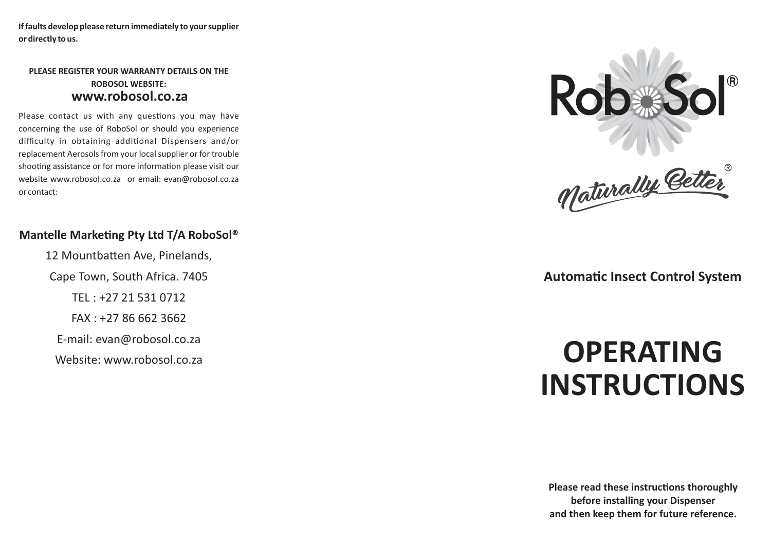**If faults develop please return immediately to your supplier or directly to us.**

**PLEASE REGISTER YOUR WARRANTY DETAILS ON THE ROBOSOL WEBSITE:**
**www.robosol.co.za**

Please contact us with any questions you may have concerning the use of RoboSol or should you experience difficulty in obtaining additional Dispensers and/or replacement Aerosols from your local supplier or for trouble shooting assistance or for more information please visit our website www.robosol.co.za or email: evan@robosol.co.za or contact:

**Mantelle Marketing Pty Ltd T/A RoboSol®**

12 Mountbatten Ave, Pinelands,

Cape Town, South Africa. 7405

TEL : +27 21 531 0712

FAX : +27 86 662 3662

E-mail: evan@robosol.co.za

Website: www.robosol.co.za

RoboSol®

Naturally Better®

## Automatic Insect Control System

# OPERATING INSTRUCTIONS

**Please read these instructions thoroughly before installing your Dispenser and then keep them for future reference.**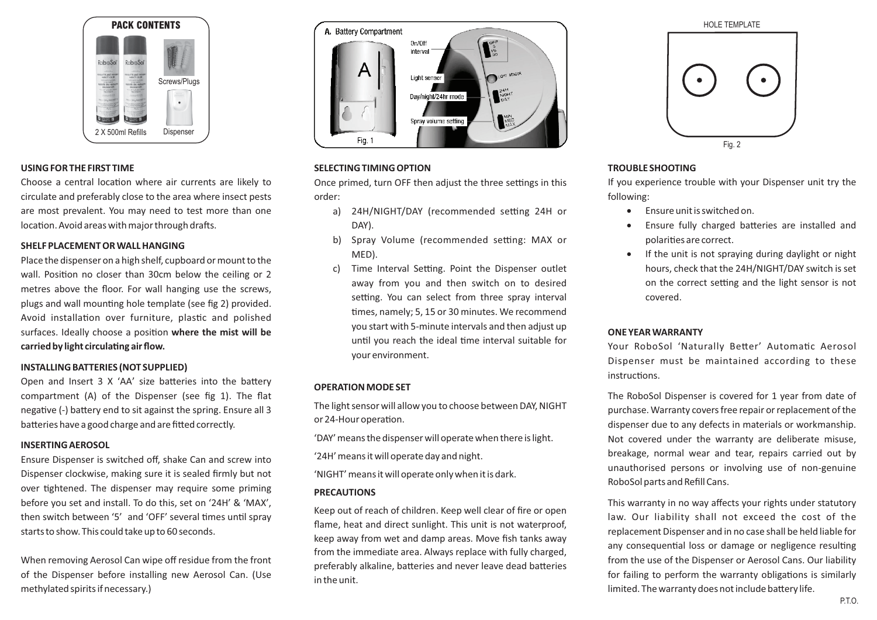PACK CONTENTS

2 X 500ml Refills

Screws/Plugs

Dispenser

A. Battery Compartment

On/Off interval

Light sensor

Day/night/24hr mode

Spray volume setting

Fig. 1

HOLE TEMPLATE

Fig. 2

### USING FOR THE FIRST TIME

Choose a central location where air currents are likely to circulate and preferably close to the area where insect pests are most prevalent. You may need to test more than one location. Avoid areas with major through drafts.

### SHELF PLACEMENT OR WALL HANGING

Place the dispenser on a high shelf, cupboard or mount to the wall. Position no closer than 30cm below the ceiling or 2 metres above the floor. For wall hanging use the screws, plugs and wall mounting hole template (see fig 2) provided. Avoid installation over furniture, plastic and polished surfaces. Ideally choose a position **where the mist will be carried by light circulating air flow.**

### INSTALLING BATTERIES (NOT SUPPLIED)

Open and Insert 3 X 'AA' size batteries into the battery compartment (A) of the Dispenser (see fig 1). The flat negative (-) battery end to sit against the spring. Ensure all 3 batteries have a good charge and are fitted correctly.

### INSERTING AEROSOL

Ensure Dispenser is switched off, shake Can and screw into Dispenser clockwise, making sure it is sealed firmly but not over tightened. The dispenser may require some priming before you set and install. To do this, set on '24H' & 'MAX', then switch between '5' and 'OFF' several times until spray starts to show. This could take up to 60 seconds.

When removing Aerosol Can wipe off residue from the front of the Dispenser before installing new Aerosol Can. (Use methylated spirits if necessary.)

### SELECTING TIMING OPTION

Once primed, turn OFF then adjust the three settings in this order:

a) 24H/NIGHT/DAY (recommended setting 24H or DAY).
b) Spray Volume (recommended setting: MAX or MED).
c) Time Interval Setting. Point the Dispenser outlet away from you and then switch on to desired setting. You can select from three spray interval times, namely; 5, 15 or 30 minutes. We recommend you start with 5-minute intervals and then adjust up until you reach the ideal time interval suitable for your environment.

### OPERATION MODE SET

The light sensor will allow you to choose between DAY, NIGHT or 24-Hour operation.

'DAY' means the dispenser will operate when there is light.

'24H' means it will operate day and night.

'NIGHT' means it will operate only when it is dark.

### PRECAUTIONS

Keep out of reach of children. Keep well clear of fire or open flame, heat and direct sunlight. This unit is not waterproof, keep away from wet and damp areas. Move fish tanks away from the immediate area. Always replace with fully charged, preferably alkaline, batteries and never leave dead batteries in the unit.

### TROUBLE SHOOTING

If you experience trouble with your Dispenser unit try the following:

- Ensure unit is switched on.
- Ensure fully charged batteries are installed and polarities are correct.
- If the unit is not spraying during daylight or night hours, check that the 24H/NIGHT/DAY switch is set on the correct setting and the light sensor is not covered.

### ONE YEAR WARRANTY

Your RoboSol 'Naturally Better' Automatic Aerosol Dispenser must be maintained according to these instructions.

The RoboSol Dispenser is covered for 1 year from date of purchase. Warranty covers free repair or replacement of the dispenser due to any defects in materials or workmanship. Not covered under the warranty are deliberate misuse, breakage, normal wear and tear, repairs carried out by unauthorised persons or involving use of non-genuine RoboSol parts and Refill Cans.

This warranty in no way affects your rights under statutory law. Our liability shall not exceed the cost of the replacement Dispenser and in no case shall be held liable for any consequential loss or damage or negligence resulting from the use of the Dispenser or Aerosol Cans. Our liability for failing to perform the warranty obligations is similarly limited. The warranty does not include battery life.

P.T.O.